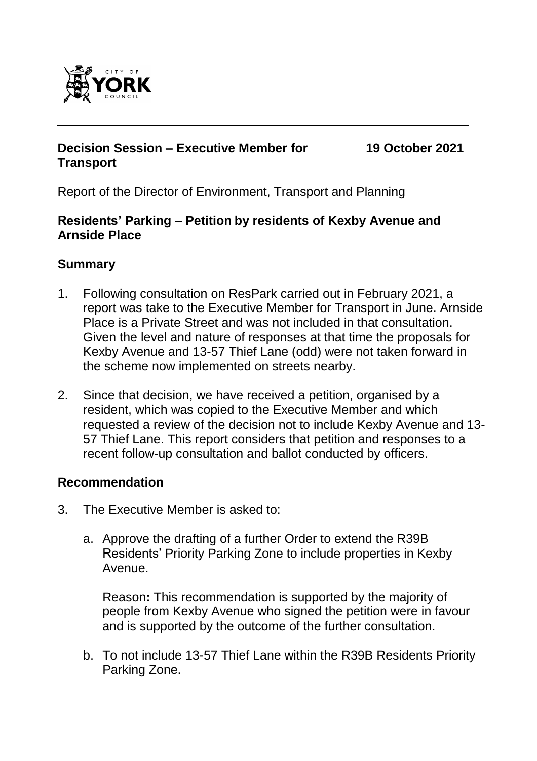**Decision Session – Executive Member for Transport** **19 October 2021**

Report of the Director of Environment, Transport and Planning

**Residents' Parking – Petition by residents of Kexby Avenue and Arnside Place**

## Summary

1. Following consultation on ResPark carried out in February 2021, a report was take to the Executive Member for Transport in June. Arnside Place is a Private Street and was not included in that consultation. Given the level and nature of responses at that time the proposals for Kexby Avenue and 13-57 Thief Lane (odd) were not taken forward in the scheme now implemented on streets nearby.

2. Since that decision, we have received a petition, organised by a resident, which was copied to the Executive Member and which requested a review of the decision not to include Kexby Avenue and 13-57 Thief Lane. This report considers that petition and responses to a recent follow-up consultation and ballot conducted by officers.

## Recommendation

3. The Executive Member is asked to:

   a. Approve the drafting of a further Order to extend the R39B Residents' Priority Parking Zone to include properties in Kexby Avenue.

      Reason**:** This recommendation is supported by the majority of people from Kexby Avenue who signed the petition were in favour and is supported by the outcome of the further consultation.

   b. To not include 13-57 Thief Lane within the R39B Residents Priority Parking Zone.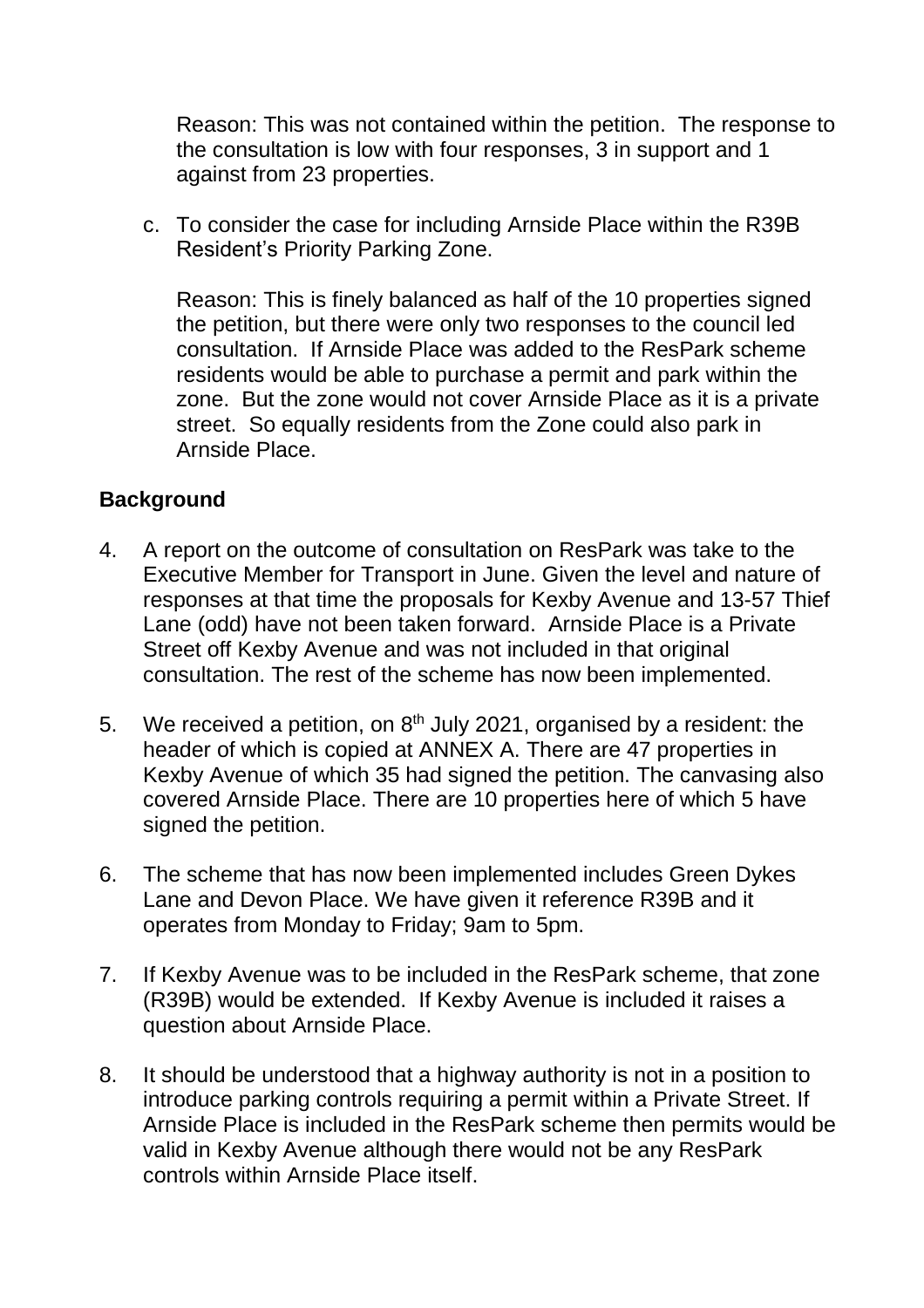Reason: This was not contained within the petition. The response to the consultation is low with four responses, 3 in support and 1 against from 23 properties.

c. To consider the case for including Arnside Place within the R39B Resident's Priority Parking Zone.

   Reason: This is finely balanced as half of the 10 properties signed the petition, but there were only two responses to the council led consultation. If Arnside Place was added to the ResPark scheme residents would be able to purchase a permit and park within the zone. But the zone would not cover Arnside Place as it is a private street. So equally residents from the Zone could also park in Arnside Place.

**Background**

4. A report on the outcome of consultation on ResPark was take to the Executive Member for Transport in June. Given the level and nature of responses at that time the proposals for Kexby Avenue and 13-57 Thief Lane (odd) have not been taken forward. Arnside Place is a Private Street off Kexby Avenue and was not included in that original consultation. The rest of the scheme has now been implemented.

5. We received a petition, on 8th July 2021, organised by a resident: the header of which is copied at ANNEX A. There are 47 properties in Kexby Avenue of which 35 had signed the petition. The canvasing also covered Arnside Place. There are 10 properties here of which 5 have signed the petition.

6. The scheme that has now been implemented includes Green Dykes Lane and Devon Place. We have given it reference R39B and it operates from Monday to Friday; 9am to 5pm.

7. If Kexby Avenue was to be included in the ResPark scheme, that zone (R39B) would be extended. If Kexby Avenue is included it raises a question about Arnside Place.

8. It should be understood that a highway authority is not in a position to introduce parking controls requiring a permit within a Private Street. If Arnside Place is included in the ResPark scheme then permits would be valid in Kexby Avenue although there would not be any ResPark controls within Arnside Place itself.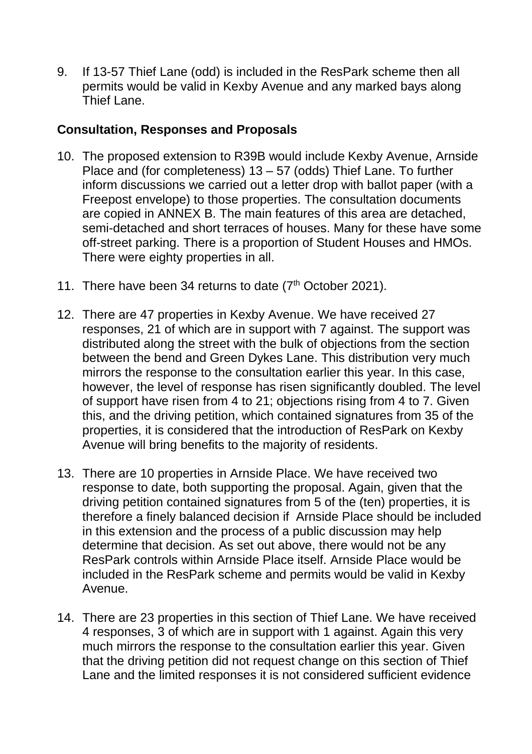9. If 13-57 Thief Lane (odd) is included in the ResPark scheme then all permits would be valid in Kexby Avenue and any marked bays along Thief Lane.

**Consultation, Responses and Proposals**

10. The proposed extension to R39B would include Kexby Avenue, Arnside Place and (for completeness) 13 – 57 (odds) Thief Lane. To further inform discussions we carried out a letter drop with ballot paper (with a Freepost envelope) to those properties. The consultation documents are copied in ANNEX B. The main features of this area are detached, semi-detached and short terraces of houses. Many for these have some off-street parking. There is a proportion of Student Houses and HMOs. There were eighty properties in all.

11. There have been 34 returns to date (7th October 2021).

12. There are 47 properties in Kexby Avenue. We have received 27 responses, 21 of which are in support with 7 against. The support was distributed along the street with the bulk of objections from the section between the bend and Green Dykes Lane. This distribution very much mirrors the response to the consultation earlier this year. In this case, however, the level of response has risen significantly doubled. The level of support have risen from 4 to 21; objections rising from 4 to 7. Given this, and the driving petition, which contained signatures from 35 of the properties, it is considered that the introduction of ResPark on Kexby Avenue will bring benefits to the majority of residents.

13. There are 10 properties in Arnside Place. We have received two response to date, both supporting the proposal. Again, given that the driving petition contained signatures from 5 of the (ten) properties, it is therefore a finely balanced decision if Arnside Place should be included in this extension and the process of a public discussion may help determine that decision. As set out above, there would not be any ResPark controls within Arnside Place itself. Arnside Place would be included in the ResPark scheme and permits would be valid in Kexby Avenue.

14. There are 23 properties in this section of Thief Lane. We have received 4 responses, 3 of which are in support with 1 against. Again this very much mirrors the response to the consultation earlier this year. Given that the driving petition did not request change on this section of Thief Lane and the limited responses it is not considered sufficient evidence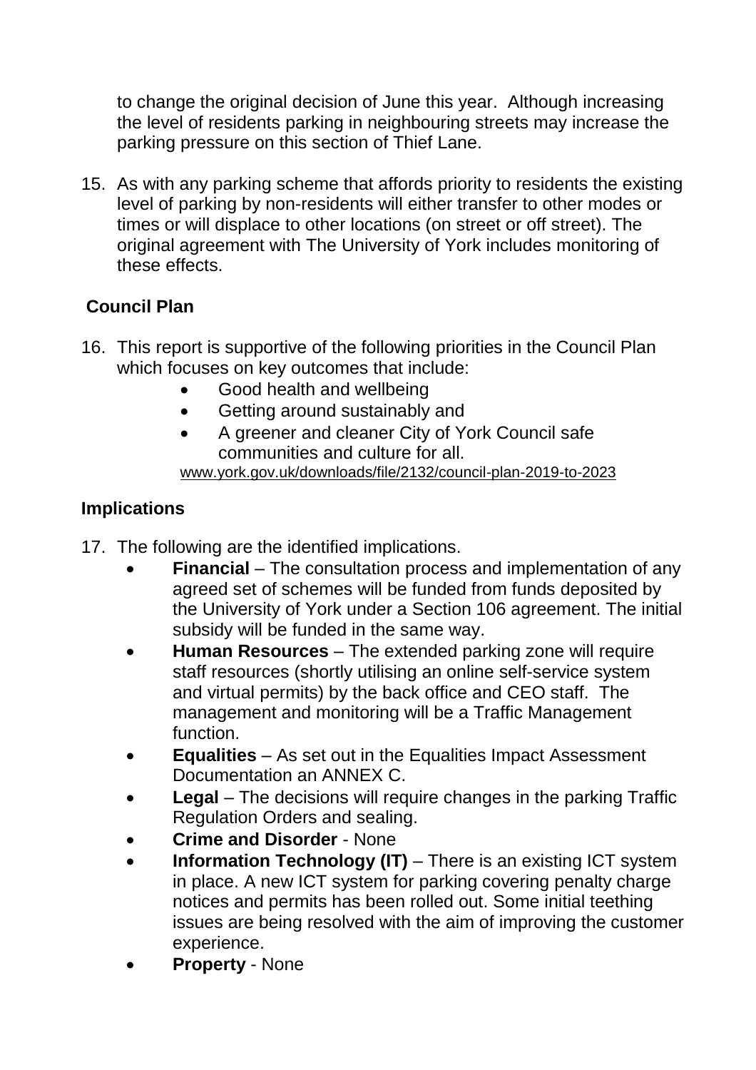to change the original decision of June this year. Although increasing the level of residents parking in neighbouring streets may increase the parking pressure on this section of Thief Lane.

15. As with any parking scheme that affords priority to residents the existing level of parking by non-residents will either transfer to other modes or times or will displace to other locations (on street or off street). The original agreement with The University of York includes monitoring of these effects.

## Council Plan

16. This report is supportive of the following priorities in the Council Plan which focuses on key outcomes that include:
    - Good health and wellbeing
    - Getting around sustainably and
    - A greener and cleaner City of York Council safe communities and culture for all.

    www.york.gov.uk/downloads/file/2132/council-plan-2019-to-2023

## Implications

17. The following are the identified implications.
    - **Financial** – The consultation process and implementation of any agreed set of schemes will be funded from funds deposited by the University of York under a Section 106 agreement. The initial subsidy will be funded in the same way.
    - **Human Resources** – The extended parking zone will require staff resources (shortly utilising an online self-service system and virtual permits) by the back office and CEO staff. The management and monitoring will be a Traffic Management function.
    - **Equalities** – As set out in the Equalities Impact Assessment Documentation an ANNEX C.
    - **Legal** – The decisions will require changes in the parking Traffic Regulation Orders and sealing.
    - **Crime and Disorder** - None
    - **Information Technology (IT)** – There is an existing ICT system in place. A new ICT system for parking covering penalty charge notices and permits has been rolled out. Some initial teething issues are being resolved with the aim of improving the customer experience.
    - **Property** - None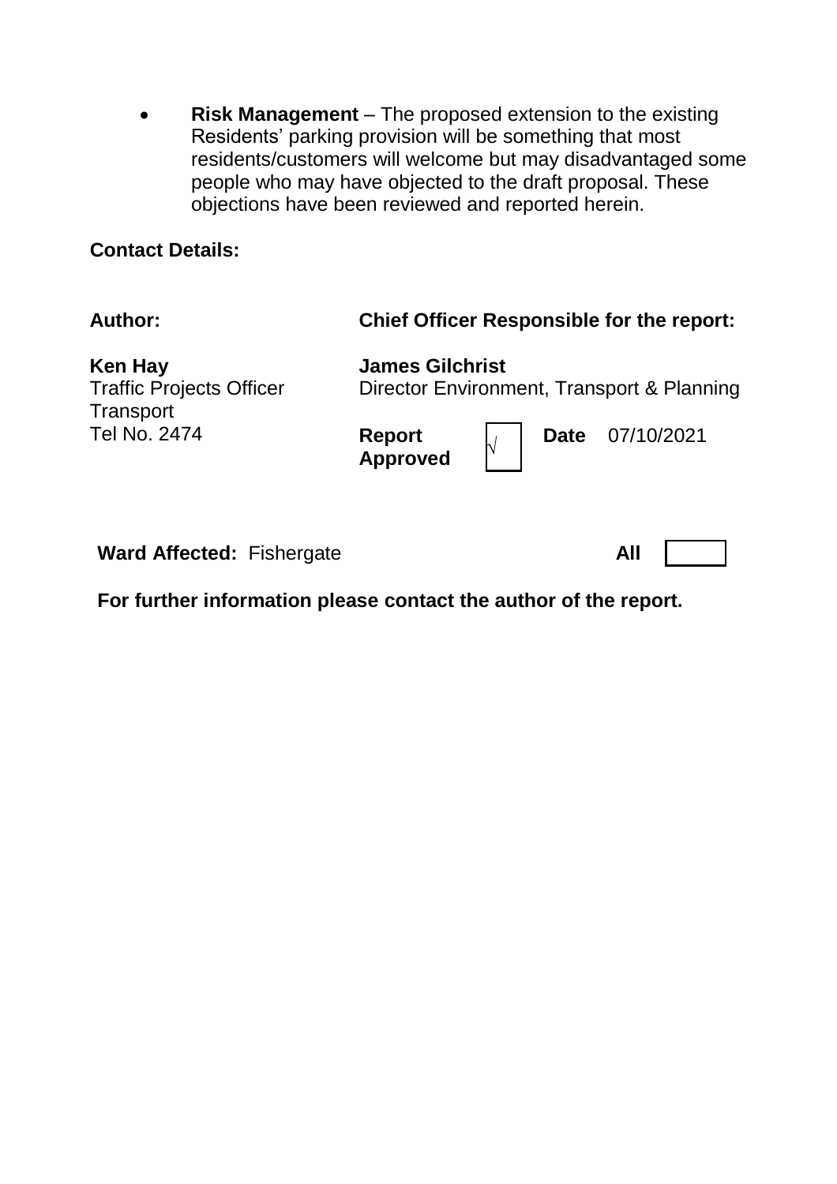- **Risk Management** – The proposed extension to the existing Residents' parking provision will be something that most residents/customers will welcome but may disadvantaged some people who may have objected to the draft proposal. These objections have been reviewed and reported herein.

**Contact Details:**

| | |
|---|---|
| **Author:** | **Chief Officer Responsible for the report:** |
| **Ken Hay**<br>Traffic Projects Officer<br>Transport<br>Tel No. 2474 | **James Gilchrist**<br>Director Environment, Transport & Planning<br><br>**Report Approved** √ **Date** 07/10/2021 |

**Ward Affected:** Fishergate **All**

**For further information please contact the author of the report.**